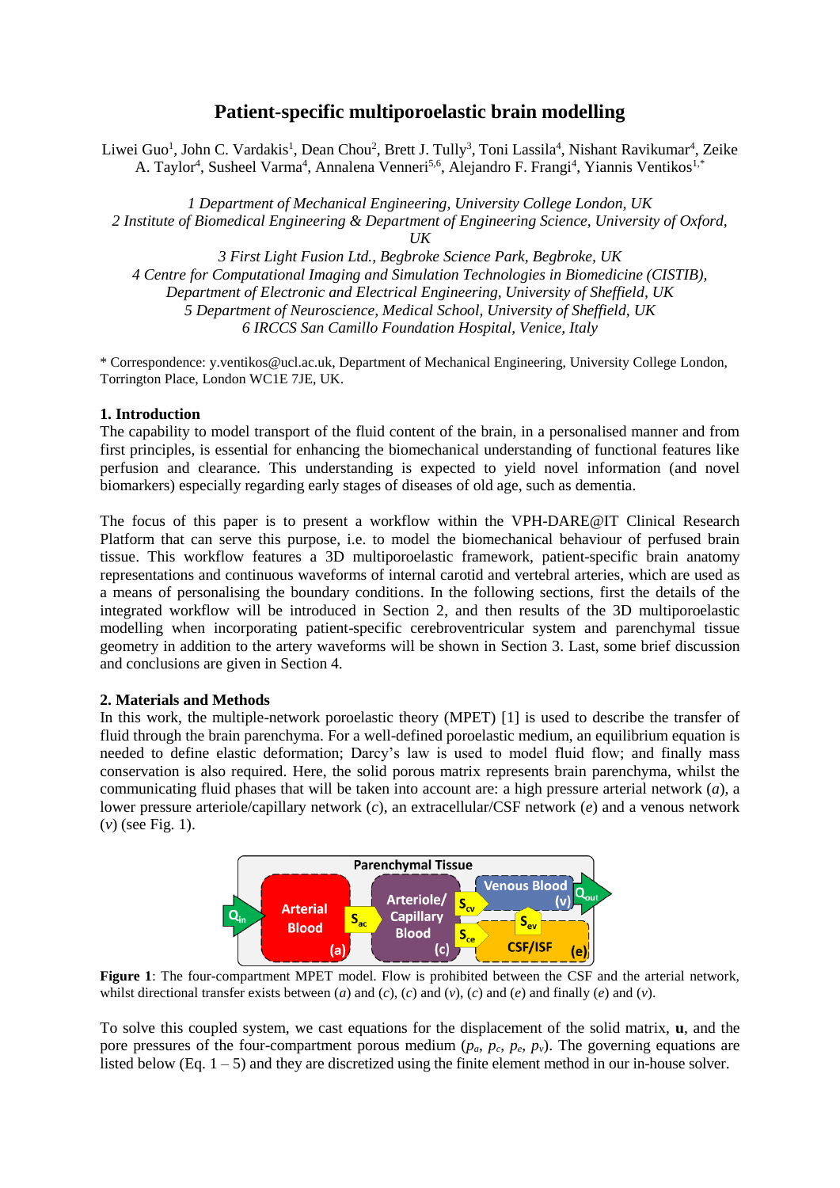# Patient-specific multiporoelastic brain modelling

Liwei Guo[1], John C. Vardakis[1], Dean Chou[2], Brett J. Tully[3], Toni Lassila[4], Nishant Ravikumar[4], Zeike A. Taylor[4], Susheel Varma[4], Annalena Venneri[5,6], Alejandro F. Frangi[4], Yiannis Ventikos[1,*]

*1 Department of Mechanical Engineering, University College London, UK*
*2 Institute of Biomedical Engineering & Department of Engineering Science, University of Oxford, UK*
*3 First Light Fusion Ltd., Begbroke Science Park, Begbroke, UK*
*4 Centre for Computational Imaging and Simulation Technologies in Biomedicine (CISTIB), Department of Electronic and Electrical Engineering, University of Sheffield, UK*
*5 Department of Neuroscience, Medical School, University of Sheffield, UK*
*6 IRCCS San Camillo Foundation Hospital, Venice, Italy*

\* Correspondence: y.ventikos@ucl.ac.uk, Department of Mechanical Engineering, University College London, Torrington Place, London WC1E 7JE, UK.

## 1. Introduction

The capability to model transport of the fluid content of the brain, in a personalised manner and from first principles, is essential for enhancing the biomechanical understanding of functional features like perfusion and clearance. This understanding is expected to yield novel information (and novel biomarkers) especially regarding early stages of diseases of old age, such as dementia.

The focus of this paper is to present a workflow within the VPH-DARE@IT Clinical Research Platform that can serve this purpose, i.e. to model the biomechanical behaviour of perfused brain tissue. This workflow features a 3D multiporoelastic framework, patient-specific brain anatomy representations and continuous waveforms of internal carotid and vertebral arteries, which are used as a means of personalising the boundary conditions. In the following sections, first the details of the integrated workflow will be introduced in Section 2, and then results of the 3D multiporoelastic modelling when incorporating patient-specific cerebroventricular system and parenchymal tissue geometry in addition to the artery waveforms will be shown in Section 3. Last, some brief discussion and conclusions are given in Section 4.

## 2. Materials and Methods

In this work, the multiple-network poroelastic theory (MPET) [1] is used to describe the transfer of fluid through the brain parenchyma. For a well-defined poroelastic medium, an equilibrium equation is needed to define elastic deformation; Darcy's law is used to model fluid flow; and finally mass conservation is also required. Here, the solid porous matrix represents brain parenchyma, whilst the communicating fluid phases that will be taken into account are: a high pressure arterial network (*a*), a lower pressure arteriole/capillary network (*c*), an extracellular/CSF network (*e*) and a venous network (*v*) (see Fig. 1).

**Figure 1**: The four-compartment MPET model. Flow is prohibited between the CSF and the arterial network, whilst directional transfer exists between (*a*) and (*c*), (*c*) and (*v*), (*c*) and (*e*) and finally (*e*) and (*v*).

To solve this coupled system, we cast equations for the displacement of the solid matrix, **u**, and the pore pressures of the four-compartment porous medium ($p_a$, $p_c$, $p_e$, $p_v$). The governing equations are listed below (Eq. 1 – 5) and they are discretized using the finite element method in our in-house solver.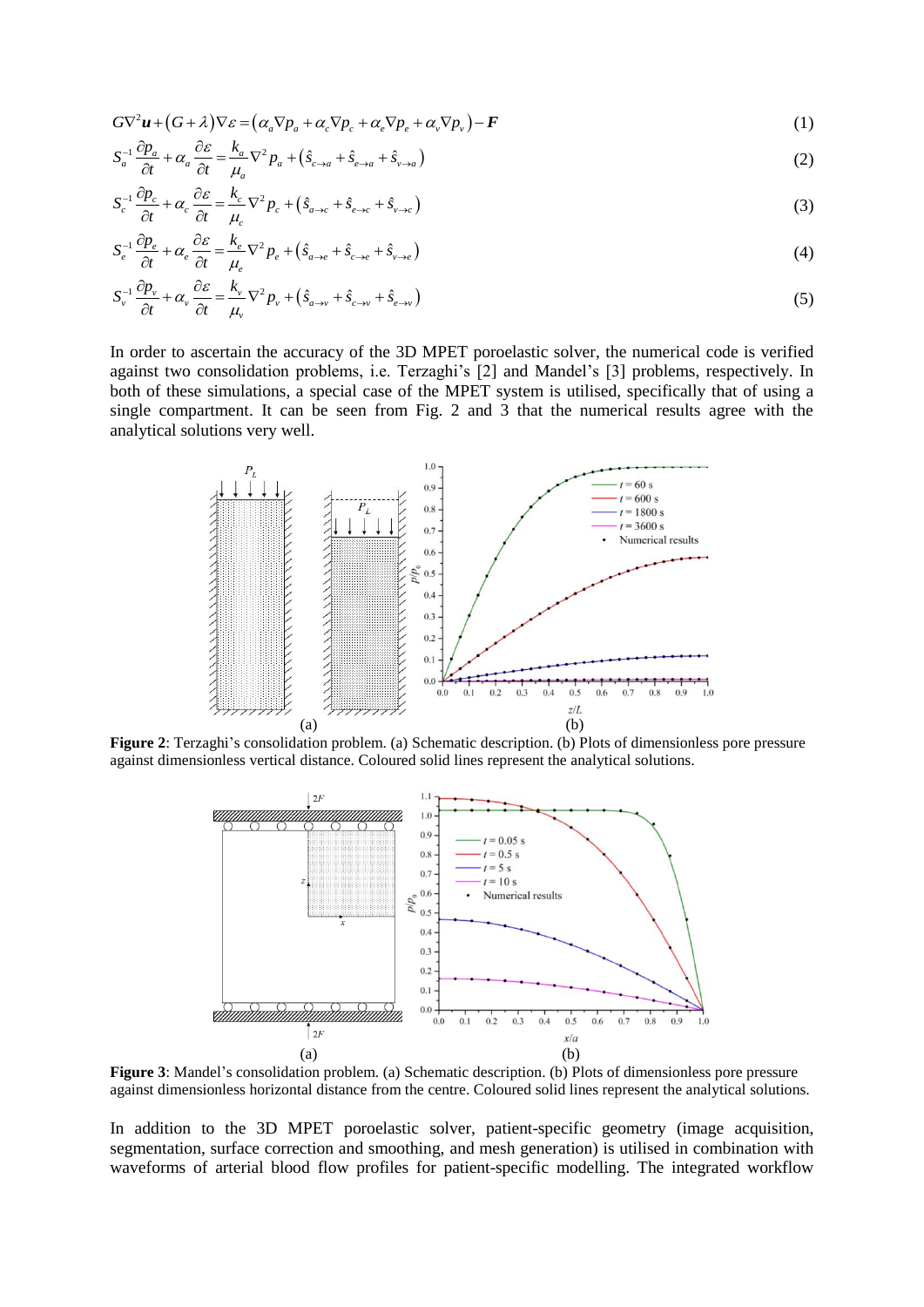$$G\nabla^2 \boldsymbol{u} + (G+\lambda)\nabla\varepsilon = (\alpha_a \nabla p_a + \alpha_c \nabla p_c + \alpha_e \nabla p_e + \alpha_v \nabla p_v) - \boldsymbol{F} \tag{1}$$

$$S_a^{-1}\frac{\partial p_a}{\partial t} + \alpha_a \frac{\partial \varepsilon}{\partial t} = \frac{k_a}{\mu_a}\nabla^2 p_a + (\hat{s}_{c\to a} + \hat{s}_{e\to a} + \hat{s}_{v\to a}) \tag{2}$$

$$S_c^{-1}\frac{\partial p_c}{\partial t} + \alpha_c \frac{\partial \varepsilon}{\partial t} = \frac{k_c}{\mu_c}\nabla^2 p_c + (\hat{s}_{a\to c} + \hat{s}_{e\to c} + \hat{s}_{v\to c}) \tag{3}$$

$$S_e^{-1}\frac{\partial p_e}{\partial t} + \alpha_e \frac{\partial \varepsilon}{\partial t} = \frac{k_e}{\mu_e}\nabla^2 p_e + (\hat{s}_{a\to e} + \hat{s}_{c\to e} + \hat{s}_{v\to e}) \tag{4}$$

$$S_v^{-1}\frac{\partial p_v}{\partial t} + \alpha_v \frac{\partial \varepsilon}{\partial t} = \frac{k_v}{\mu_v}\nabla^2 p_v + (\hat{s}_{a\to v} + \hat{s}_{c\to v} + \hat{s}_{e\to v}) \tag{5}$$

In order to ascertain the accuracy of the 3D MPET poroelastic solver, the numerical code is verified against two consolidation problems, i.e. Terzaghi's [2] and Mandel's [3] problems, respectively. In both of these simulations, a special case of the MPET system is utilised, specifically that of using a single compartment. It can be seen from Fig. 2 and 3 that the numerical results agree with the analytical solutions very well.

**Figure 2**: Terzaghi's consolidation problem. (a) Schematic description. (b) Plots of dimensionless pore pressure against dimensionless vertical distance. Coloured solid lines represent the analytical solutions.

**Figure 3**: Mandel's consolidation problem. (a) Schematic description. (b) Plots of dimensionless pore pressure against dimensionless horizontal distance from the centre. Coloured solid lines represent the analytical solutions.

In addition to the 3D MPET poroelastic solver, patient-specific geometry (image acquisition, segmentation, surface correction and smoothing, and mesh generation) is utilised in combination with waveforms of arterial blood flow profiles for patient-specific modelling. The integrated workflow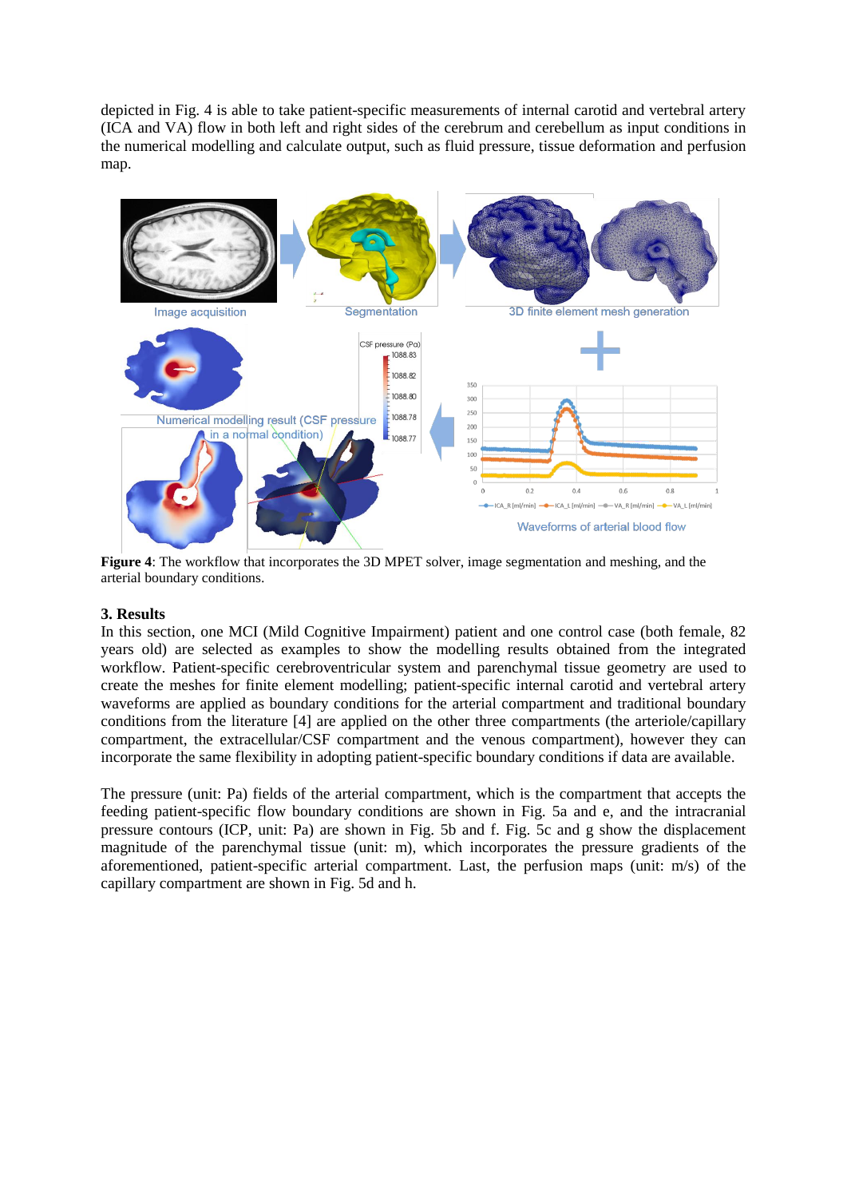depicted in Fig. 4 is able to take patient-specific measurements of internal carotid and vertebral artery (ICA and VA) flow in both left and right sides of the cerebrum and cerebellum as input conditions in the numerical modelling and calculate output, such as fluid pressure, tissue deformation and perfusion map.

**Figure 4**: The workflow that incorporates the 3D MPET solver, image segmentation and meshing, and the arterial boundary conditions.

### 3. Results

In this section, one MCI (Mild Cognitive Impairment) patient and one control case (both female, 82 years old) are selected as examples to show the modelling results obtained from the integrated workflow. Patient-specific cerebroventricular system and parenchymal tissue geometry are used to create the meshes for finite element modelling; patient-specific internal carotid and vertebral artery waveforms are applied as boundary conditions for the arterial compartment and traditional boundary conditions from the literature [4] are applied on the other three compartments (the arteriole/capillary compartment, the extracellular/CSF compartment and the venous compartment), however they can incorporate the same flexibility in adopting patient-specific boundary conditions if data are available.

The pressure (unit: Pa) fields of the arterial compartment, which is the compartment that accepts the feeding patient-specific flow boundary conditions are shown in Fig. 5a and e, and the intracranial pressure contours (ICP, unit: Pa) are shown in Fig. 5b and f. Fig. 5c and g show the displacement magnitude of the parenchymal tissue (unit: m), which incorporates the pressure gradients of the aforementioned, patient-specific arterial compartment. Last, the perfusion maps (unit: m/s) of the capillary compartment are shown in Fig. 5d and h.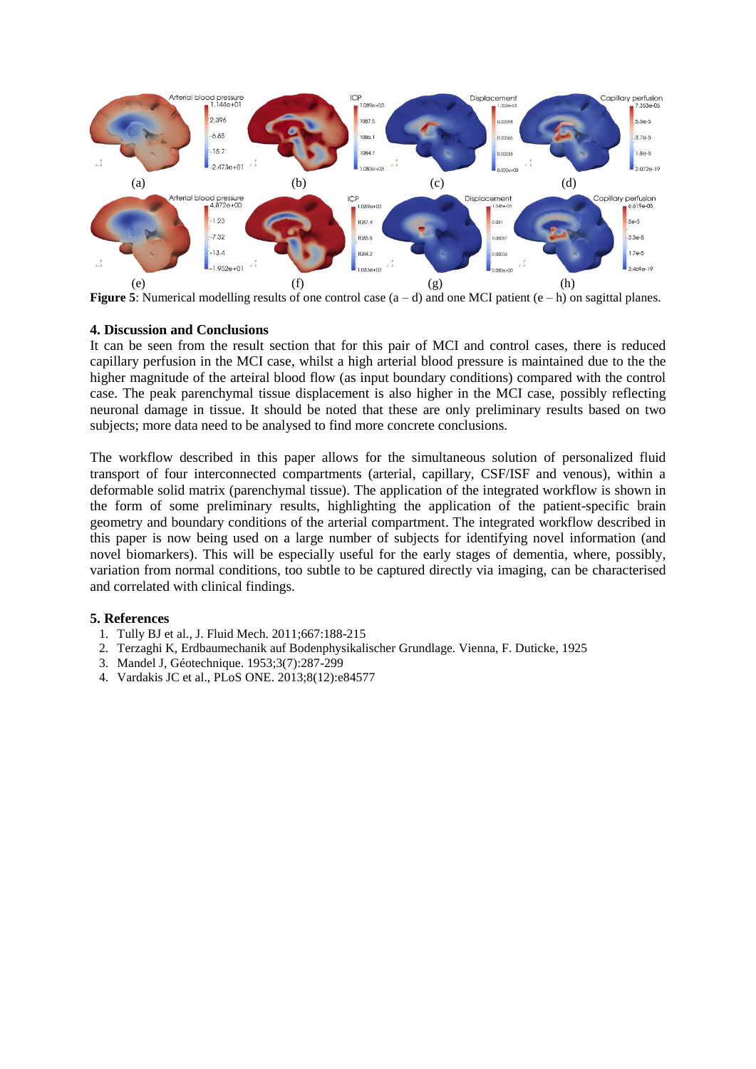Arterial blood pressure
1.144e+01
2.396
-6.65
-15.7
-2.473e+01

ICP
1.089e+03
1087.5
1086.1
1084.7
1.083e+03

Displacement
1.302e-03
0.00098
0.00065
0.00033
0.000e+00

Capillary perfusion
7.353e-05
5.5e-5
3.7e-5
1.8e-5
2.072e-19

(a) (b) (c) (d)

Arterial blood pressure
4.872e+00
-1.23
-7.32
-13.4
-1.952e+01

ICP
1.089e+03
1087.4
1085.8
1084.2
1.083e+03

Displacement
1.346e-03
0.001
0.00067
0.00034
0.000e+00

Capillary perfusion
6.619e-05
5e-5
3.3e-5
1.7e-5
3.469e-19

(e) (f) (g) (h)

**Figure 5**: Numerical modelling results of one control case (a – d) and one MCI patient (e – h) on sagittal planes.

## 4. Discussion and Conclusions

It can be seen from the result section that for this pair of MCI and control cases, there is reduced capillary perfusion in the MCI case, whilst a high arterial blood pressure is maintained due to the the higher magnitude of the arteiral blood flow (as input boundary conditions) compared with the control case. The peak parenchymal tissue displacement is also higher in the MCI case, possibly reflecting neuronal damage in tissue. It should be noted that these are only preliminary results based on two subjects; more data need to be analysed to find more concrete conclusions.

The workflow described in this paper allows for the simultaneous solution of personalized fluid transport of four interconnected compartments (arterial, capillary, CSF/ISF and venous), within a deformable solid matrix (parenchymal tissue). The application of the integrated workflow is shown in the form of some preliminary results, highlighting the application of the patient-specific brain geometry and boundary conditions of the arterial compartment. The integrated workflow described in this paper is now being used on a large number of subjects for identifying novel information (and novel biomarkers). This will be especially useful for the early stages of dementia, where, possibly, variation from normal conditions, too subtle to be captured directly via imaging, can be characterised and correlated with clinical findings.

## 5. References

1. Tully BJ et al., J. Fluid Mech. 2011;667:188-215
2. Terzaghi K, Erdbaumechanik auf Bodenphysikalischer Grundlage. Vienna, F. Duticke, 1925
3. Mandel J, Géotechnique. 1953;3(7):287-299
4. Vardakis JC et al., PLoS ONE. 2013;8(12):e84577